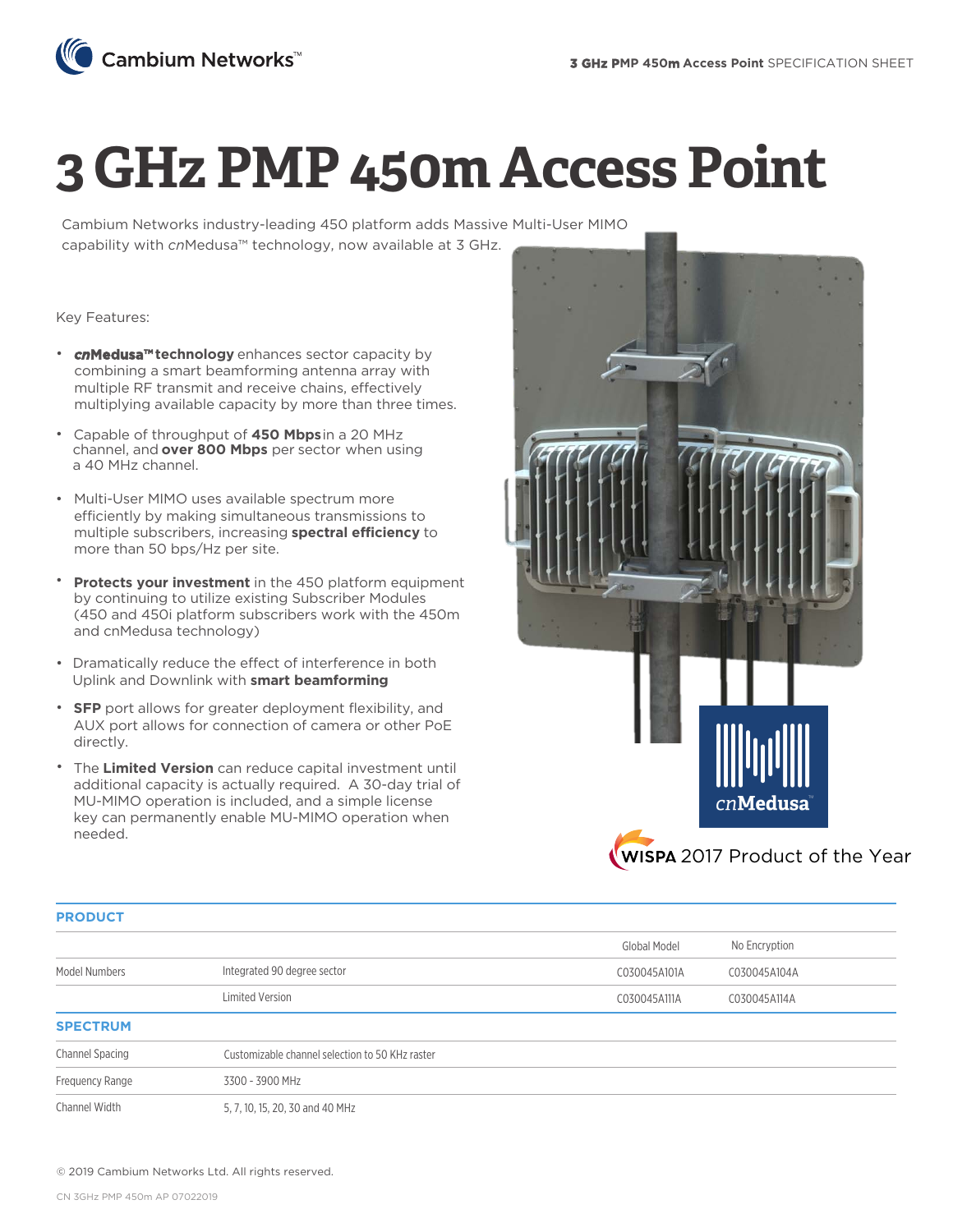# 3 GHz PMP 450m Access Point

Cambium Networks industry-leading 450 platform adds Massive Multi-User MIMO capability with *cn*Medusa™ technology, now available at 3 GHz.

Key Features:

- ***cn*Medusa™ technology** enhances sector capacity by combining a smart beamforming antenna array with multiple RF transmit and receive chains, effectively multiplying available capacity by more than three times.
- Capable of throughput of **450 Mbps** in a 20 MHz channel, and **over 800 Mbps** per sector when using a 40 MHz channel.
- Multi-User MIMO uses available spectrum more efficiently by making simultaneous transmissions to multiple subscribers, increasing **spectral efficiency** to more than 50 bps/Hz per site.
- **Protects your investment** in the 450 platform equipment by continuing to utilize existing Subscriber Modules (450 and 450i platform subscribers work with the 450m and cnMedusa technology)
- Dramatically reduce the effect of interference in both Uplink and Downlink with **smart beamforming**
- **SFP** port allows for greater deployment flexibility, and AUX port allows for connection of camera or other PoE directly.
- The **Limited Version** can reduce capital investment until additional capacity is actually required. A 30-day trial of MU-MIMO operation is included, and a simple license key can permanently enable MU-MIMO operation when needed.

cnMedusa™

WISPA 2017 Product of the Year

| **PRODUCT** | | | |
|---|---|---|---|
| | | Global Model | No Encryption |
| Model Numbers | Integrated 90 degree sector | C030045A101A | C030045A104A |
| | Limited Version | C030045A111A | C030045A114A |

| **SPECTRUM** | |
|---|---|
| Channel Spacing | Customizable channel selection to 50 KHz raster |
| Frequency Range | 3300 - 3900 MHz |
| Channel Width | 5, 7, 10, 15, 20, 30 and 40 MHz |

© 2019 Cambium Networks Ltd. All rights reserved.

CN 3GHz PMP 450m AP 07022019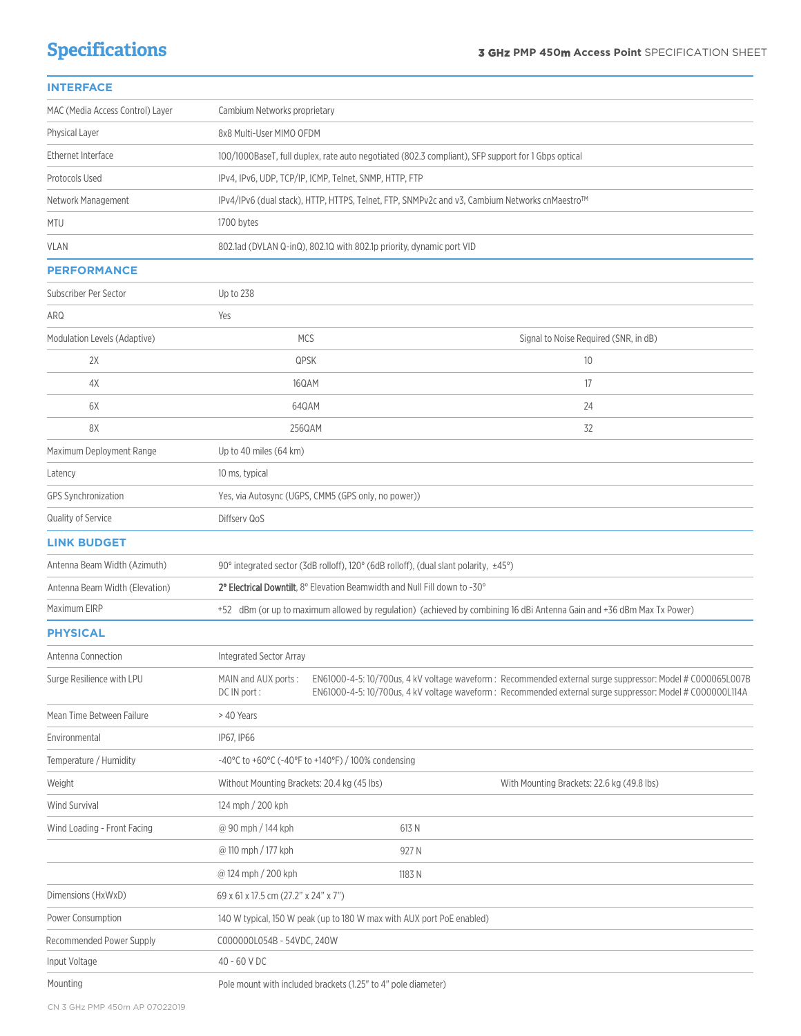# Specifications

3 GHz PMP 450m Access Point SPECIFICATION SHEET

## INTERFACE

| | |
|---|---|
| MAC (Media Access Control) Layer | Cambium Networks proprietary |
| Physical Layer | 8x8 Multi-User MIMO OFDM |
| Ethernet Interface | 100/1000BaseT, full duplex, rate auto negotiated (802.3 compliant), SFP support for 1 Gbps optical |
| Protocols Used | IPv4, IPv6, UDP, TCP/IP, ICMP, Telnet, SNMP, HTTP, FTP |
| Network Management | IPv4/IPv6 (dual stack), HTTP, HTTPS, Telnet, FTP, SNMPv2c and v3, Cambium Networks cnMaestro™ |
| MTU | 1700 bytes |
| VLAN | 802.1ad (DVLAN Q-inQ), 802.1Q with 802.1p priority, dynamic port VID |

## PERFORMANCE

| | | |
|---|---|---|
| Subscriber Per Sector | Up to 238 | |
| ARQ | Yes | |
| Modulation Levels (Adaptive) | MCS | Signal to Noise Required (SNR, in dB) |
| 2X | QPSK | 10 |
| 4X | 16QAM | 17 |
| 6X | 64QAM | 24 |
| 8X | 256QAM | 32 |
| Maximum Deployment Range | Up to 40 miles (64 km) | |
| Latency | 10 ms, typical | |
| GPS Synchronization | Yes, via Autosync (UGPS, CMM5 (GPS only, no power)) | |
| Quality of Service | Diffserv QoS | |

## LINK BUDGET

| | |
|---|---|
| Antenna Beam Width (Azimuth) | 90° integrated sector (3dB rolloff), 120° (6dB rolloff), (dual slant polarity, ±45°) |
| Antenna Beam Width (Elevation) | **2° Electrical Downtilt**, 8° Elevation Beamwidth and Null Fill down to -30° |
| Maximum EIRP | +52 dBm (or up to maximum allowed by regulation) (achieved by combining 16 dBi Antenna Gain and +36 dBm Max Tx Power) |

## PHYSICAL

| | | |
|---|---|---|
| Antenna Connection | Integrated Sector Array | |
| Surge Resilience with LPU | MAIN and AUX ports : EN61000-4-5: 10/700us, 4 kV voltage waveform : Recommended external surge suppressor: Model # C000065L007B<br>DC IN port : EN61000-4-5: 10/700us, 4 kV voltage waveform : Recommended external surge suppressor: Model # C000000L114A | |
| Mean Time Between Failure | > 40 Years | |
| Environmental | IP67, IP66 | |
| Temperature / Humidity | -40°C to +60°C (-40°F to +140°F) / 100% condensing | |
| Weight | Without Mounting Brackets: 20.4 kg (45 lbs) | With Mounting Brackets: 22.6 kg (49.8 lbs) |
| Wind Survival | 124 mph / 200 kph | |
| Wind Loading - Front Facing | @ 90 mph / 144 kph | 613 N |
| | @ 110 mph / 177 kph | 927 N |
| | @ 124 mph / 200 kph | 1183 N |
| Dimensions (HxWxD) | 69 x 61 x 17.5 cm (27.2" x 24" x 7") | |
| Power Consumption | 140 W typical, 150 W peak (up to 180 W max with AUX port PoE enabled) | |
| Recommended Power Supply | C000000L054B - 54VDC, 240W | |
| Input Voltage | 40 - 60 V DC | |
| Mounting | Pole mount with included brackets (1.25" to 4" pole diameter) | |

CN 3 GHz PMP 450m AP 07022019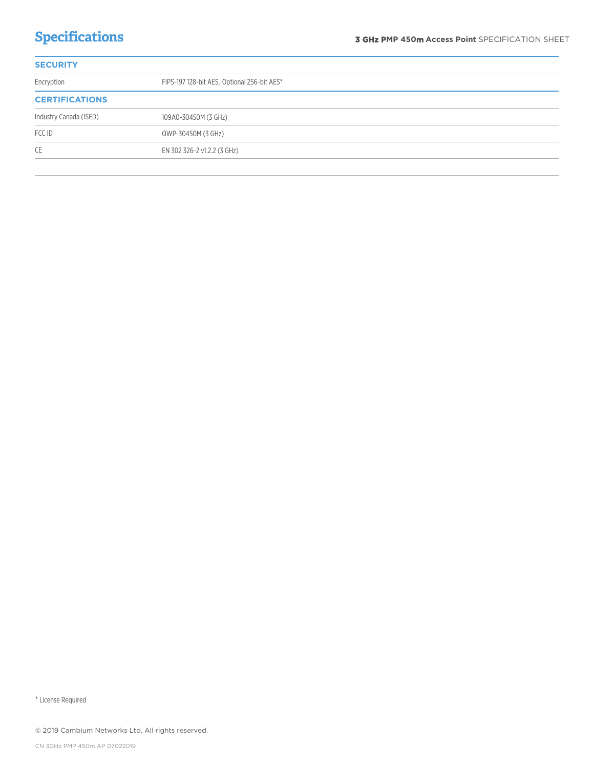# Specifications

**3 GHz PMP 450m Access Point** SPECIFICATION SHEET

| | |
|---|---|
| **SECURITY** | |
| Encryption | FIPS-197 128-bit AES, Optional 256-bit AES* |
| **CERTIFICATIONS** | |
| Industry Canada (ISED) | 109AO-30450M (3 GHz) |
| FCC ID | QWP-30450M (3 GHz) |
| CE | EN 302 326-2 v1.2.2 (3 GHz) |

* License Required

© 2019 Cambium Networks Ltd. All rights reserved.

CN 3GHz PMP 450m AP 07022019